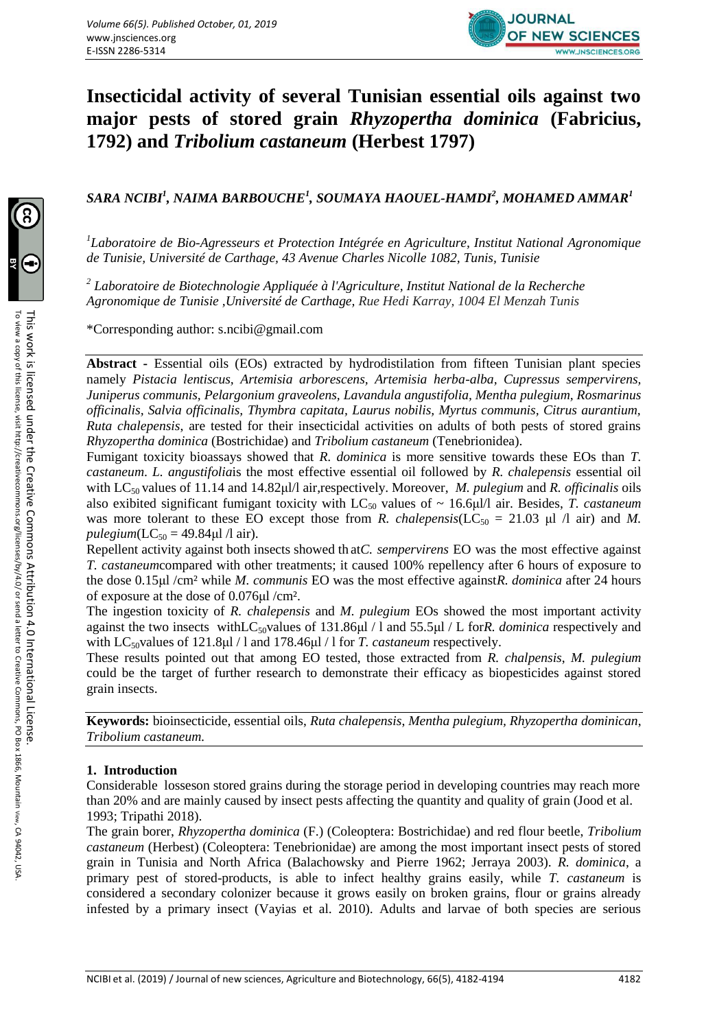# Insecticidal activity of several Tunisian essential oils against two major pests of stored grain *Rhyzopertha dominica* (Fabricius, 1792) and *Tribolium castaneum* (Herbest 1797)

***SARA NCIBI[1], NAIMA BARBOUCHE[1], SOUMAYA HAOUEL-HAMDI[2], MOHAMED AMMAR[1]***

[1]*Laboratoire de Bio-Agresseurs et Protection Intégrée en Agriculture, Institut National Agronomique de Tunisie, Université de Carthage, 43 Avenue Charles Nicolle 1082, Tunis, Tunisie*

[2] *Laboratoire de Biotechnologie Appliquée à l'Agriculture, Institut National de la Recherche Agronomique de Tunisie ,Université de Carthage, Rue Hedi Karray, 1004 El Menzah Tunis*

*Corresponding author: s.ncibi@gmail.com

**Abstract** - Essential oils (EOs) extracted by hydrodistilation from fifteen Tunisian plant species namely *Pistacia lentiscus, Artemisia arborescens, Artemisia herba-alba, Cupressus sempervirens, Juniperus communis, Pelargonium graveolens, Lavandula angustifolia, Mentha pulegium, Rosmarinus officinalis, Salvia officinalis, Thymbra capitata, Laurus nobilis, Myrtus communis, Citrus aurantium, Ruta chalepensis*, are tested for their insecticidal activities on adults of both pests of stored grains *Rhyzopertha dominica* (Bostrichidae) and *Tribolium castaneum* (Tenebrionidea).

Fumigant toxicity bioassays showed that *R. dominica* is more sensitive towards these EOs than *T. castaneum*. *L. angustifolia*is the most effective essential oil followed by *R. chalepensis* essential oil with $LC_{50}$ values of 11.14 and 14.82µl/l air,respectively. Moreover, *M. pulegium* and *R. officinalis* oils also exhibited significant fumigant toxicity with $LC_{50}$ values of ~ 16.6µl/l air. Besides, *T. castaneum* was more tolerant to these EO except those from *R. chalepensis*($LC_{50}$ = 21.03 µl /l air) and *M. pulegium*($LC_{50}$ = 49.84µl /l air).

Repellent activity against both insects showed th at*C. sempervirens* EO was the most effective against *T. castaneum*compared with other treatments; it caused 100% repellency after 6 hours of exposure to the dose 0.15µl /cm² while *M. communis* EO was the most effective against*R. dominica* after 24 hours of exposure at the dose of 0.076µl /cm².

The ingestion toxicity of *R. chalepensis* and *M. pulegium* EOs showed the most important activity against the two insects with$LC_{50}$values of 131.86µl / l and 55.5µl / L for*R. dominica* respectively and with $LC_{50}$values of 121.8µl / l and 178.46µl / l for *T. castaneum* respectively.

These results pointed out that among EO tested, those extracted from *R. chalpensis*, *M. pulegium* could be the target of further research to demonstrate their efficacy as biopesticides against stored grain insects.

**Keywords:** bioinsecticide, essential oils, *Ruta chalepensis*, *Mentha pulegium, Rhyzopertha dominican*, *Tribolium castaneum.*

## 1. Introduction

Considerable losseson stored grains during the storage period in developing countries may reach more than 20% and are mainly caused by insect pests affecting the quantity and quality of grain (Jood et al. 1993; Tripathi 2018).

The grain borer, *Rhyzopertha dominica* (F.) (Coleoptera: Bostrichidae) and red flour beetle, *Tribolium castaneum* (Herbest) (Coleoptera: Tenebrionidae) are among the most important insect pests of stored grain in Tunisia and North Africa (Balachowsky and Pierre 1962; Jerraya 2003). *R. dominica*, a primary pest of stored-products, is able to infect healthy grains easily, while *T. castaneum* is considered a secondary colonizer because it grows easily on broken grains, flour or grains already infested by a primary insect (Vayias et al. 2010). Adults and larvae of both species are serious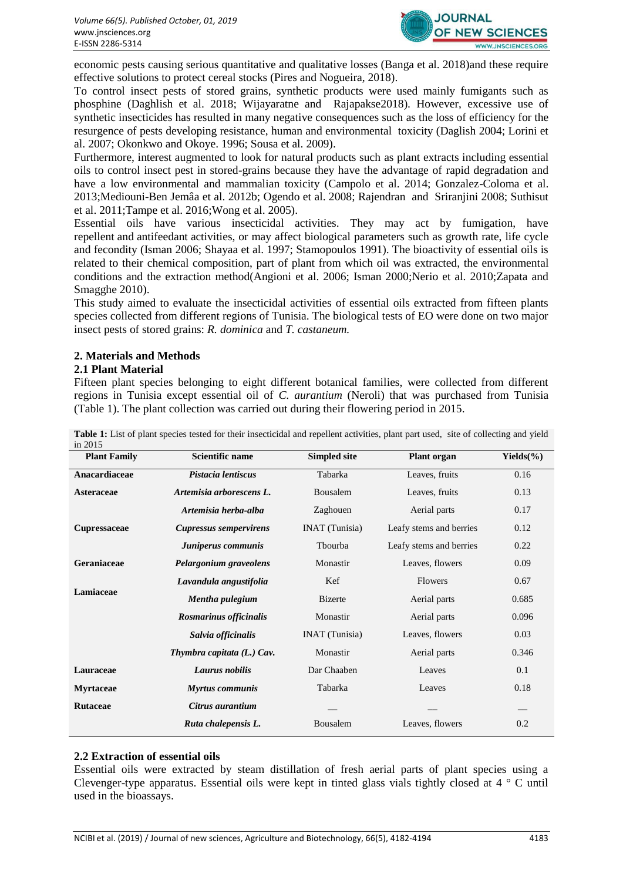economic pests causing serious quantitative and qualitative losses (Banga et al. 2018)and these require effective solutions to protect cereal stocks (Pires and Nogueira, 2018).

To control insect pests of stored grains, synthetic products were used mainly fumigants such as phosphine (Daghlish et al. 2018; Wijayaratne and Rajapakse2018). However, excessive use of synthetic insecticides has resulted in many negative consequences such as the loss of efficiency for the resurgence of pests developing resistance, human and environmental toxicity (Daglish 2004; Lorini et al. 2007; Okonkwo and Okoye. 1996; Sousa et al. 2009).

Furthermore, interest augmented to look for natural products such as plant extracts including essential oils to control insect pest in stored-grains because they have the advantage of rapid degradation and have a low environmental and mammalian toxicity (Campolo et al. 2014; Gonzalez-Coloma et al. 2013;Mediouni-Ben Jemâa et al. 2012b; Ogendo et al. 2008; Rajendran and Sriranjini 2008; Suthisut et al. 2011;Tampe et al. 2016;Wong et al. 2005).

Essential oils have various insecticidal activities. They may act by fumigation, have repellent and antifeedant activities, or may affect biological parameters such as growth rate, life cycle and fecondity (Isman 2006; Shayaa et al. 1997; Stamopoulos 1991). The bioactivity of essential oils is related to their chemical composition, part of plant from which oil was extracted, the environmental conditions and the extraction method(Angioni et al. 2006; Isman 2000;Nerio et al. 2010;Zapata and Smagghe 2010).

This study aimed to evaluate the insecticidal activities of essential oils extracted from fifteen plants species collected from different regions of Tunisia. The biological tests of EO were done on two major insect pests of stored grains: *R. dominica* and *T. castaneum.*

## 2. Materials and Methods

### 2.1 Plant Material

Fifteen plant species belonging to eight different botanical families, were collected from different regions in Tunisia except essential oil of *C. aurantium* (Neroli) that was purchased from Tunisia (Table 1). The plant collection was carried out during their flowering period in 2015.

**Table 1:** List of plant species tested for their insecticidal and repellent activities, plant part used, site of collecting and yield in 2015

| Plant Family | Scientific name | Simpled site | Plant organ | Yields(%) |
|---|---|---|---|---|
| **Anacardiaceae** | ***Pistacia lentiscus*** | Tabarka | Leaves, fruits | 0.16 |
| **Asteraceae** | ***Artemisia arborescens L.*** | Bousalem | Leaves, fruits | 0.13 |
| | ***Artemisia herba-alba*** | Zaghouen | Aerial parts | 0.17 |
| **Cupressaceae** | ***Cupressus sempervirens*** | INAT (Tunisia) | Leafy stems and berries | 0.12 |
| | ***Juniperus communis*** | Tbourba | Leafy stems and berries | 0.22 |
| **Geraniaceae** | ***Pelargonium graveolens*** | Monastir | Leaves, flowers | 0.09 |
| **Lamiaceae** | ***Lavandula angustifolia*** | Kef | Flowers | 0.67 |
| | ***Mentha pulegium*** | Bizerte | Aerial parts | 0.685 |
| | ***Rosmarinus officinalis*** | Monastir | Aerial parts | 0.096 |
| | ***Salvia officinalis*** | INAT (Tunisia) | Leaves, flowers | 0.03 |
| | ***Thymbra capitata (L.) Cav.*** | Monastir | Aerial parts | 0.346 |
| **Lauraceae** | ***Laurus nobilis*** | Dar Chaaben | Leaves | 0.1 |
| **Myrtaceae** | ***Myrtus communis*** | Tabarka | Leaves | 0.18 |
| **Rutaceae** | ***Citrus aurantium*** | — | — | — |
| | ***Ruta chalepensis L.*** | Bousalem | Leaves, flowers | 0.2 |

### 2.2 Extraction of essential oils

Essential oils were extracted by steam distillation of fresh aerial parts of plant species using a Clevenger-type apparatus. Essential oils were kept in tinted glass vials tightly closed at 4 ° C until used in the bioassays.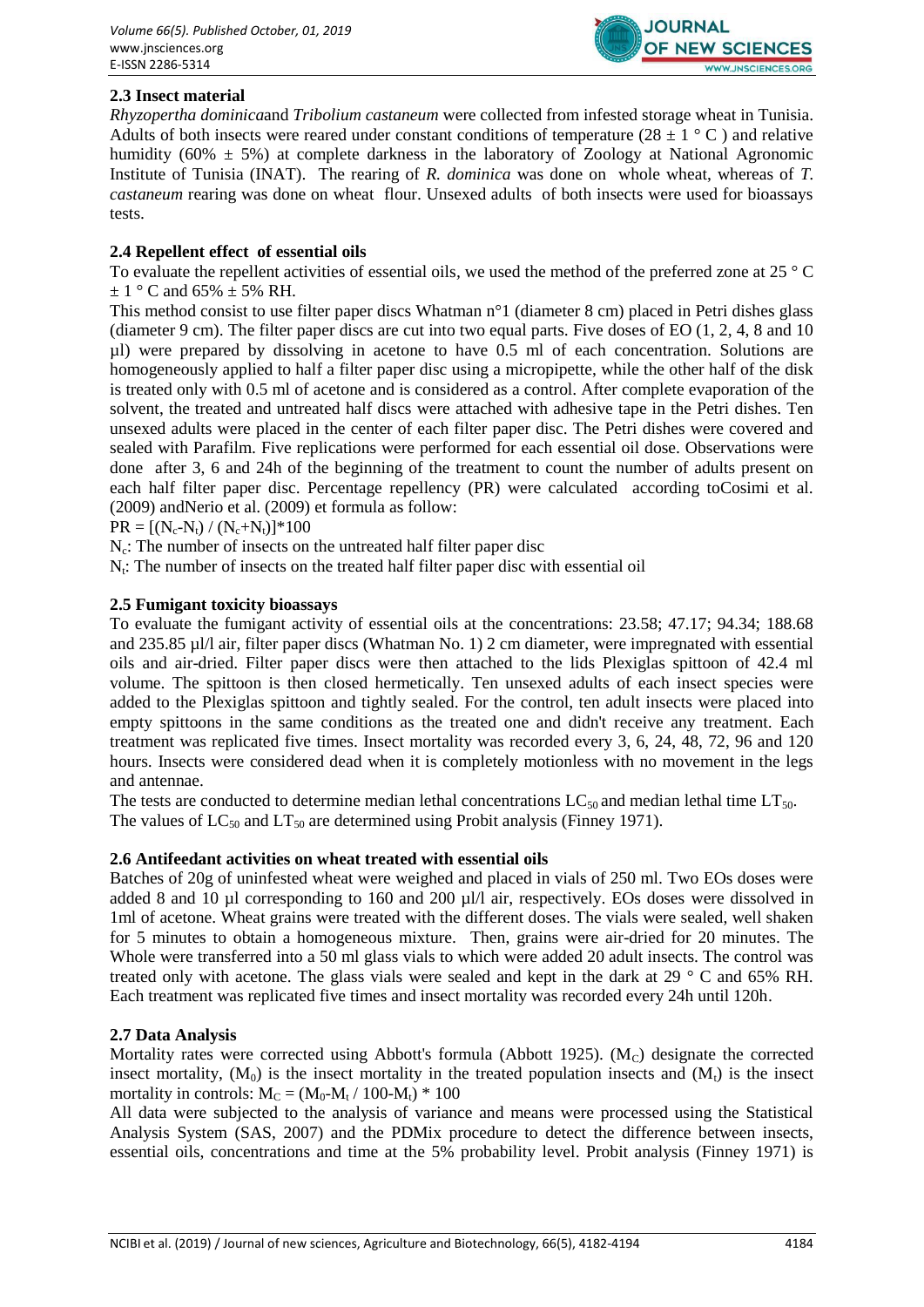### 2.3 Insect material

*Rhyzopertha dominica*and *Tribolium castaneum* were collected from infested storage wheat in Tunisia. Adults of both insects were reared under constant conditions of temperature (28 ± 1 ° C ) and relative humidity (60% ± 5%) at complete darkness in the laboratory of Zoology at National Agronomic Institute of Tunisia (INAT). The rearing of *R. dominica* was done on whole wheat, whereas of *T. castaneum* rearing was done on wheat flour. Unsexed adults of both insects were used for bioassays tests.

### 2.4 Repellent effect of essential oils

To evaluate the repellent activities of essential oils, we used the method of the preferred zone at 25 ° C ± 1 ° C and 65% ± 5% RH.

This method consist to use filter paper discs Whatman n°1 (diameter 8 cm) placed in Petri dishes glass (diameter 9 cm). The filter paper discs are cut into two equal parts. Five doses of EO (1, 2, 4, 8 and 10 µl) were prepared by dissolving in acetone to have 0.5 ml of each concentration. Solutions are homogeneously applied to half a filter paper disc using a micropipette, while the other half of the disk is treated only with 0.5 ml of acetone and is considered as a control. After complete evaporation of the solvent, the treated and untreated half discs were attached with adhesive tape in the Petri dishes. Ten unsexed adults were placed in the center of each filter paper disc. The Petri dishes were covered and sealed with Parafilm. Five replications were performed for each essential oil dose. Observations were done after 3, 6 and 24h of the beginning of the treatment to count the number of adults present on each half filter paper disc. Percentage repellency (PR) were calculated according toCosimi et al. (2009) andNerio et al. (2009) et formula as follow:

$PR = [(N_c-N_t) / (N_c+N_t)]*100$

$N_c$: The number of insects on the untreated half filter paper disc

$N_t$: The number of insects on the treated half filter paper disc with essential oil

### 2.5 Fumigant toxicity bioassays

To evaluate the fumigant activity of essential oils at the concentrations: 23.58; 47.17; 94.34; 188.68 and 235.85 µl/l air, filter paper discs (Whatman No. 1) 2 cm diameter, were impregnated with essential oils and air-dried. Filter paper discs were then attached to the lids Plexiglas spittoon of 42.4 ml volume. The spittoon is then closed hermetically. Ten unsexed adults of each insect species were added to the Plexiglas spittoon and tightly sealed. For the control, ten adult insects were placed into empty spittoons in the same conditions as the treated one and didn't receive any treatment. Each treatment was replicated five times. Insect mortality was recorded every 3, 6, 24, 48, 72, 96 and 120 hours. Insects were considered dead when it is completely motionless with no movement in the legs and antennae.

The tests are conducted to determine median lethal concentrations $LC_{50}$ and median lethal time $LT_{50}$. The values of $LC_{50}$ and $LT_{50}$ are determined using Probit analysis (Finney 1971).

### 2.6 Antifeedant activities on wheat treated with essential oils

Batches of 20g of uninfested wheat were weighed and placed in vials of 250 ml. Two EOs doses were added 8 and 10 µl corresponding to 160 and 200 µl/l air, respectively. EOs doses were dissolved in 1ml of acetone. Wheat grains were treated with the different doses. The vials were sealed, well shaken for 5 minutes to obtain a homogeneous mixture. Then, grains were air-dried for 20 minutes. The Whole were transferred into a 50 ml glass vials to which were added 20 adult insects. The control was treated only with acetone. The glass vials were sealed and kept in the dark at 29 ° C and 65% RH. Each treatment was replicated five times and insect mortality was recorded every 24h until 120h.

### 2.7 Data Analysis

Mortality rates were corrected using Abbott's formula (Abbott 1925). ($M_C$) designate the corrected insect mortality, ($M_0$) is the insect mortality in the treated population insects and ($M_t$) is the insect mortality in controls: $M_C = (M_0-M_t / 100-M_t) * 100$

All data were subjected to the analysis of variance and means were processed using the Statistical Analysis System (SAS, 2007) and the PDMix procedure to detect the difference between insects, essential oils, concentrations and time at the 5% probability level. Probit analysis (Finney 1971) is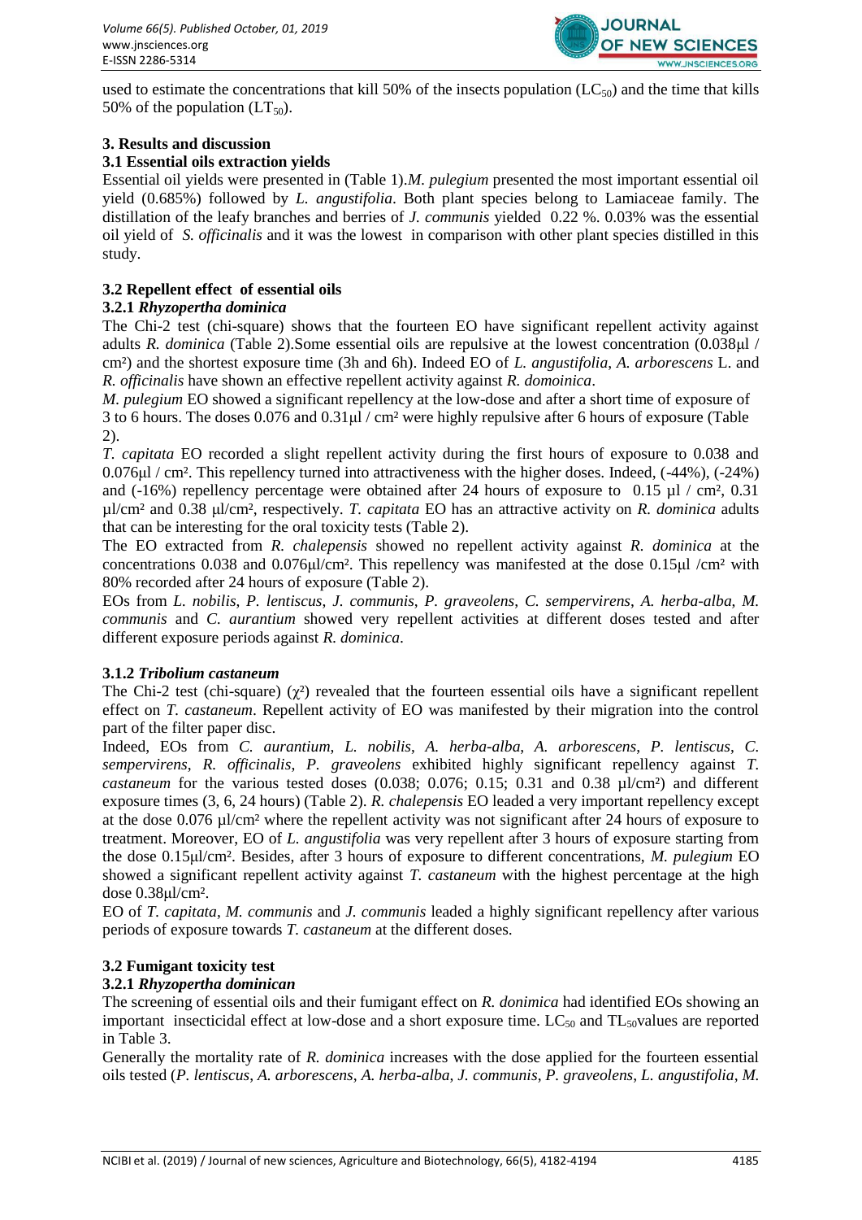used to estimate the concentrations that kill 50% of the insects population ($LC_{50}$) and the time that kills 50% of the population ($LT_{50}$).

### 3. Results and discussion

#### 3.1 Essential oils extraction yields

Essential oil yields were presented in (Table 1).*M. pulegium* presented the most important essential oil yield (0.685%) followed by *L. angustifolia*. Both plant species belong to Lamiaceae family. The distillation of the leafy branches and berries of *J. communis* yielded 0.22 %. 0.03% was the essential oil yield of *S. officinalis* and it was the lowest in comparison with other plant species distilled in this study.

#### 3.2 Repellent effect of essential oils

##### 3.2.1 *Rhyzopertha dominica*

The Chi-2 test (chi-square) shows that the fourteen EO have significant repellent activity against adults *R. dominica* (Table 2).Some essential oils are repulsive at the lowest concentration (0.038µl / cm²) and the shortest exposure time (3h and 6h). Indeed EO of *L. angustifolia*, *A. arborescens* L. and *R. officinalis* have shown an effective repellent activity against *R. domoinica*.

*M. pulegium* EO showed a significant repellency at the low-dose and after a short time of exposure of 3 to 6 hours. The doses 0.076 and 0.31µl / cm² were highly repulsive after 6 hours of exposure (Table 2).

*T. capitata* EO recorded a slight repellent activity during the first hours of exposure to 0.038 and 0.076µl / cm². This repellency turned into attractiveness with the higher doses. Indeed, (-44%), (-24%) and (-16%) repellency percentage were obtained after 24 hours of exposure to 0.15 µl / cm², 0.31 µl/cm² and 0.38 µl/cm², respectively. *T. capitata* EO has an attractive activity on *R. dominica* adults that can be interesting for the oral toxicity tests (Table 2).

The EO extracted from *R. chalepensis* showed no repellent activity against *R. dominica* at the concentrations 0.038 and 0.076µl/cm². This repellency was manifested at the dose 0.15µl /cm² with 80% recorded after 24 hours of exposure (Table 2).

EOs from *L. nobilis*, *P. lentiscus*, *J. communis*, *P. graveolens*, *C. sempervirens*, *A. herba-alba*, *M. communis* and *C. aurantium* showed very repellent activities at different doses tested and after different exposure periods against *R. dominica*.

##### 3.1.2 *Tribolium castaneum*

The Chi-2 test (chi-square) ($\chi^2$) revealed that the fourteen essential oils have a significant repellent effect on *T. castaneum*. Repellent activity of EO was manifested by their migration into the control part of the filter paper disc.

Indeed, EOs from *C. aurantium*, *L. nobilis*, *A. herba-alba*, *A. arborescens*, *P. lentiscus*, *C. sempervirens*, *R. officinalis*, *P. graveolens* exhibited highly significant repellency against *T. castaneum* for the various tested doses (0.038; 0.076; 0.15; 0.31 and 0.38 µl/cm²) and different exposure times (3, 6, 24 hours) (Table 2). *R. chalepensis* EO leaded a very important repellency except at the dose 0.076 µl/cm² where the repellent activity was not significant after 24 hours of exposure to treatment. Moreover, EO of *L. angustifolia* was very repellent after 3 hours of exposure starting from the dose 0.15µl/cm². Besides, after 3 hours of exposure to different concentrations, *M. pulegium* EO showed a significant repellent activity against *T. castaneum* with the highest percentage at the high dose 0.38µl/cm².

EO of *T. capitata*, *M. communis* and *J. communis* leaded a highly significant repellency after various periods of exposure towards *T. castaneum* at the different doses.

#### 3.2 Fumigant toxicity test

##### 3.2.1 *Rhyzopertha dominican*

The screening of essential oils and their fumigant effect on *R. donimica* had identified EOs showing an important insecticidal effect at low-dose and a short exposure time. $LC_{50}$ and $TL_{50}$values are reported in Table 3.

Generally the mortality rate of *R. dominica* increases with the dose applied for the fourteen essential oils tested (*P. lentiscus*, *A. arborescens*, *A. herba-alba*, *J. communis*, *P. graveolens*, *L. angustifolia*, *M.*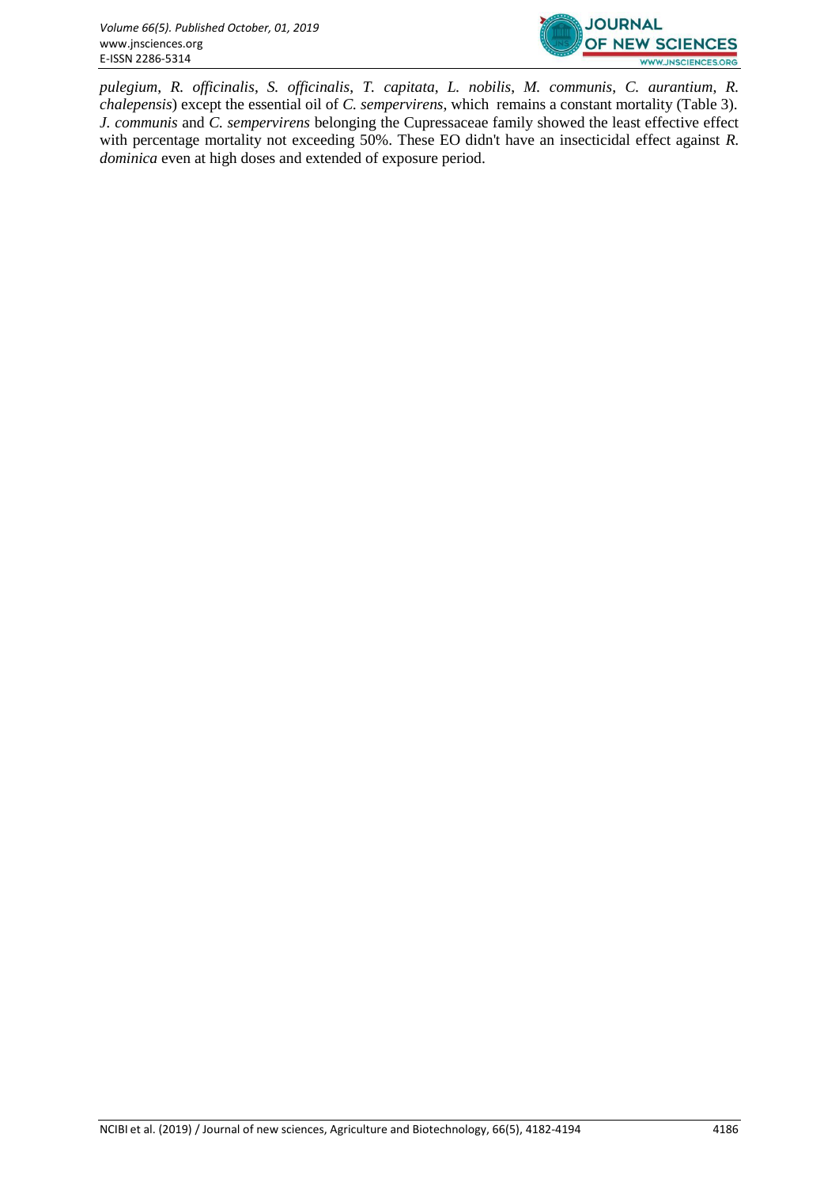*pulegium*, *R. officinalis*, *S. officinalis*, *T. capitata*, *L. nobilis*, *M. communis*, *C. aurantium*, *R. chalepensis*) except the essential oil of *C. sempervirens*, which remains a constant mortality (Table 3). *J. communis* and *C. sempervirens* belonging the Cupressaceae family showed the least effective effect with percentage mortality not exceeding 50%. These EO didn't have an insecticidal effect against *R. dominica* even at high doses and extended of exposure period.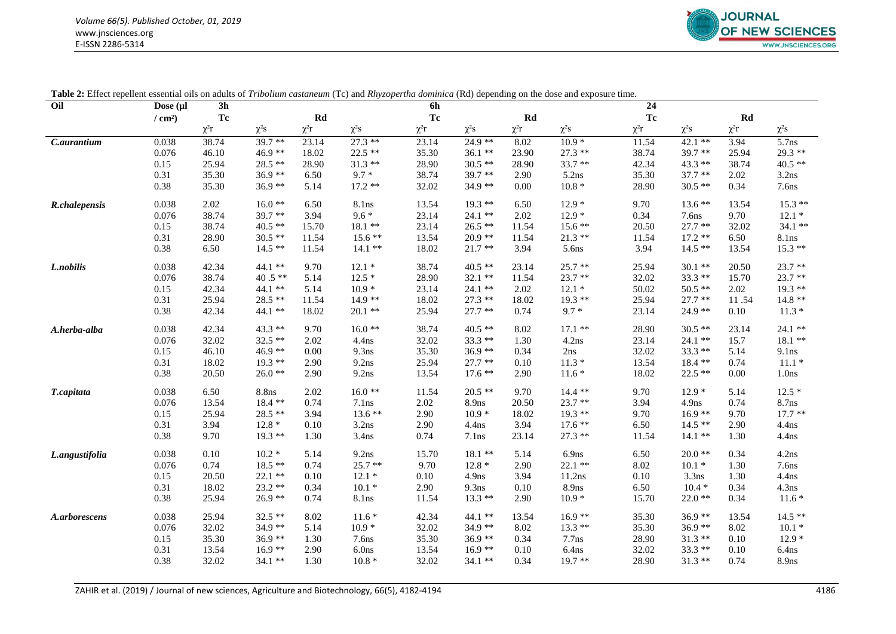**Table 2:** Effect repellent essential oils on adults of *Tribolium castaneum* (Tc) and *Rhyzopertha dominica* (Rd) depending on the dose and exposure time.

| Oil | Dose (µl / cm²) | 3h | | | | 6h | | | | 24 | | | |
|---|---|---|---|---|---|---|---|---|---|---|---|---|---|
| | | Tc | | Rd | | Tc | | Rd | | Tc | | Rd | |
| | | χ²r | χ²s | χ²r | χ²s | χ²r | χ²s | χ²r | χ²s | χ²r | χ²s | χ²r | χ²s |
| *C.aurantium* | 0.038 | 38.74 | 39.7 ** | 23.14 | 27.3 ** | 23.14 | 24.9 ** | 8.02 | 10.9 * | 11.54 | 42.1 ** | 3.94 | 5.7ns |
| | 0.076 | 46.10 | 46.9 ** | 18.02 | 22.5 ** | 35.30 | 36.1 ** | 23.90 | 27.3 ** | 38.74 | 39.7 ** | 25.94 | 29.3 ** |
| | 0.15 | 25.94 | 28.5 ** | 28.90 | 31.3 ** | 28.90 | 30.5 ** | 28.90 | 33.7 ** | 42.34 | 43.3 ** | 38.74 | 40.5 ** |
| | 0.31 | 35.30 | 36.9 ** | 6.50 | 9.7 * | 38.74 | 39.7 ** | 2.90 | 5.2ns | 35.30 | 37.7 ** | 2.02 | 3.2ns |
| | 0.38 | 35.30 | 36.9 ** | 5.14 | 17.2 ** | 32.02 | 34.9 ** | 0.00 | 10.8 * | 28.90 | 30.5 ** | 0.34 | 7.6ns |
| *R.chalepensis* | 0.038 | 2.02 | 16.0 ** | 6.50 | 8.1ns | 13.54 | 19.3 ** | 6.50 | 12.9 * | 9.70 | 13.6 ** | 13.54 | 15.3 ** |
| | 0.076 | 38.74 | 39.7 ** | 3.94 | 9.6 * | 23.14 | 24.1 ** | 2.02 | 12.9 * | 0.34 | 7.6ns | 9.70 | 12.1 * |
| | 0.15 | 38.74 | 40.5 ** | 15.70 | 18.1 ** | 23.14 | 26.5 ** | 11.54 | 15.6 ** | 20.50 | 27.7 ** | 32.02 | 34.1 ** |
| | 0.31 | 28.90 | 30.5 ** | 11.54 | 15.6 ** | 13.54 | 20.9 ** | 11.54 | 21.3 ** | 11.54 | 17.2 ** | 6.50 | 8.1ns |
| | 0.38 | 6.50 | 14.5 ** | 11.54 | 14.1 ** | 18.02 | 21.7 ** | 3.94 | 5.6ns | 3.94 | 14.5 ** | 13.54 | 15.3 ** |
| *L.nobilis* | 0.038 | 42.34 | 44.1 ** | 9.70 | 12.1 * | 38.74 | 40.5 ** | 23.14 | 25.7 ** | 25.94 | 30.1 ** | 20.50 | 23.7 ** |
| | 0.076 | 38.74 | 40 .5 ** | 5.14 | 12.5 * | 28.90 | 32.1 ** | 11.54 | 23.7 ** | 32.02 | 33.3 ** | 15.70 | 23.7 ** |
| | 0.15 | 42.34 | 44.1 ** | 5.14 | 10.9 * | 23.14 | 24.1 ** | 2.02 | 12.1 * | 50.02 | 50.5 ** | 2.02 | 19.3 ** |
| | 0.31 | 25.94 | 28.5 ** | 11.54 | 14.9 ** | 18.02 | 27.3 ** | 18.02 | 19.3 ** | 25.94 | 27.7 ** | 11 .54 | 14.8 ** |
| | 0.38 | 42.34 | 44.1 ** | 18.02 | 20.1 ** | 25.94 | 27.7 ** | 0.74 | 9.7 * | 23.14 | 24.9 ** | 0.10 | 11.3 * |
| *A.herba-alba* | 0.038 | 42.34 | 43.3 ** | 9.70 | 16.0 ** | 38.74 | 40.5 ** | 8.02 | 17.1 ** | 28.90 | 30.5 ** | 23.14 | 24.1 ** |
| | 0.076 | 32.02 | 32.5 ** | 2.02 | 4.4ns | 32.02 | 33.3 ** | 1.30 | 4.2ns | 23.14 | 24.1 ** | 15.7 | 18.1 ** |
| | 0.15 | 46.10 | 46.9 ** | 0.00 | 9.3ns | 35.30 | 36.9 ** | 0.34 | 2ns | 32.02 | 33.3 ** | 5.14 | 9.1ns |
| | 0.31 | 18.02 | 19.3 ** | 2.90 | 9.2ns | 25.94 | 27.7 ** | 0.10 | 11.3 * | 13.54 | 18.4 ** | 0.74 | 11.1 * |
| | 0.38 | 20.50 | 26.0 ** | 2.90 | 9.2ns | 13.54 | 17.6 ** | 2.90 | 11.6 * | 18.02 | 22.5 ** | 0.00 | 1.0ns |
| *T.capitata* | 0.038 | 6.50 | 8.8ns | 2.02 | 16.0 ** | 11.54 | 20.5 ** | 9.70 | 14.4 ** | 9.70 | 12.9 * | 5.14 | 12.5 * |
| | 0.076 | 13.54 | 18.4 ** | 0.74 | 7.1ns | 2.02 | 8.9ns | 20.50 | 23.7 ** | 3.94 | 4.9ns | 0.74 | 8.7ns |
| | 0.15 | 25.94 | 28.5 ** | 3.94 | 13.6 ** | 2.90 | 10.9 * | 18.02 | 19.3 ** | 9.70 | 16.9 ** | 9.70 | 17.7 ** |
| | 0.31 | 3.94 | 12.8 * | 0.10 | 3.2ns | 2.90 | 4.4ns | 3.94 | 17.6 ** | 6.50 | 14.5 ** | 2.90 | 4.4ns |
| | 0.38 | 9.70 | 19.3 ** | 1.30 | 3.4ns | 0.74 | 7.1ns | 23.14 | 27.3 ** | 11.54 | 14.1 ** | 1.30 | 4.4ns |
| *L.angustifolia* | 0.038 | 0.10 | 10.2 * | 5.14 | 9.2ns | 15.70 | 18.1 ** | 5.14 | 6.9ns | 6.50 | 20.0 ** | 0.34 | 4.2ns |
| | 0.076 | 0.74 | 18.5 ** | 0.74 | 25.7 ** | 9.70 | 12.8 * | 2.90 | 22.1 ** | 8.02 | 10.1 * | 1.30 | 7.6ns |
| | 0.15 | 20.50 | 22.1 ** | 0.10 | 12.1 * | 0.10 | 4.9ns | 3.94 | 11.2ns | 0.10 | 3.3ns | 1.30 | 4.4ns |
| | 0.31 | 18.02 | 23.2 ** | 0.34 | 10.1 * | 2.90 | 9.3ns | 0.10 | 8.9ns | 6.50 | 10.4 * | 0.34 | 4.3ns |
| | 0.38 | 25.94 | 26.9 ** | 0.74 | 8.1ns | 11.54 | 13.3 ** | 2.90 | 10.9 * | 15.70 | 22.0 ** | 0.34 | 11.6 * |
| *A.arborescens* | 0.038 | 25.94 | 32.5 ** | 8.02 | 11.6 * | 42.34 | 44.1 ** | 13.54 | 16.9 ** | 35.30 | 36.9 ** | 13.54 | 14.5 ** |
| | 0.076 | 32.02 | 34.9 ** | 5.14 | 10.9 * | 32.02 | 34.9 ** | 8.02 | 13.3 ** | 35.30 | 36.9 ** | 8.02 | 10.1 * |
| | 0.15 | 35.30 | 36.9 ** | 1.30 | 7.6ns | 35.30 | 36.9 ** | 0.34 | 7.7ns | 28.90 | 31.3 ** | 0.10 | 12.9 * |
| | 0.31 | 13.54 | 16.9 ** | 2.90 | 6.0ns | 13.54 | 16.9 ** | 0.10 | 6.4ns | 32.02 | 33.3 ** | 0.10 | 6.4ns |
| | 0.38 | 32.02 | 34.1 ** | 1.30 | 10.8 * | 32.02 | 34.1 ** | 0.34 | 19.7 ** | 28.90 | 31.3 ** | 0.74 | 8.9ns |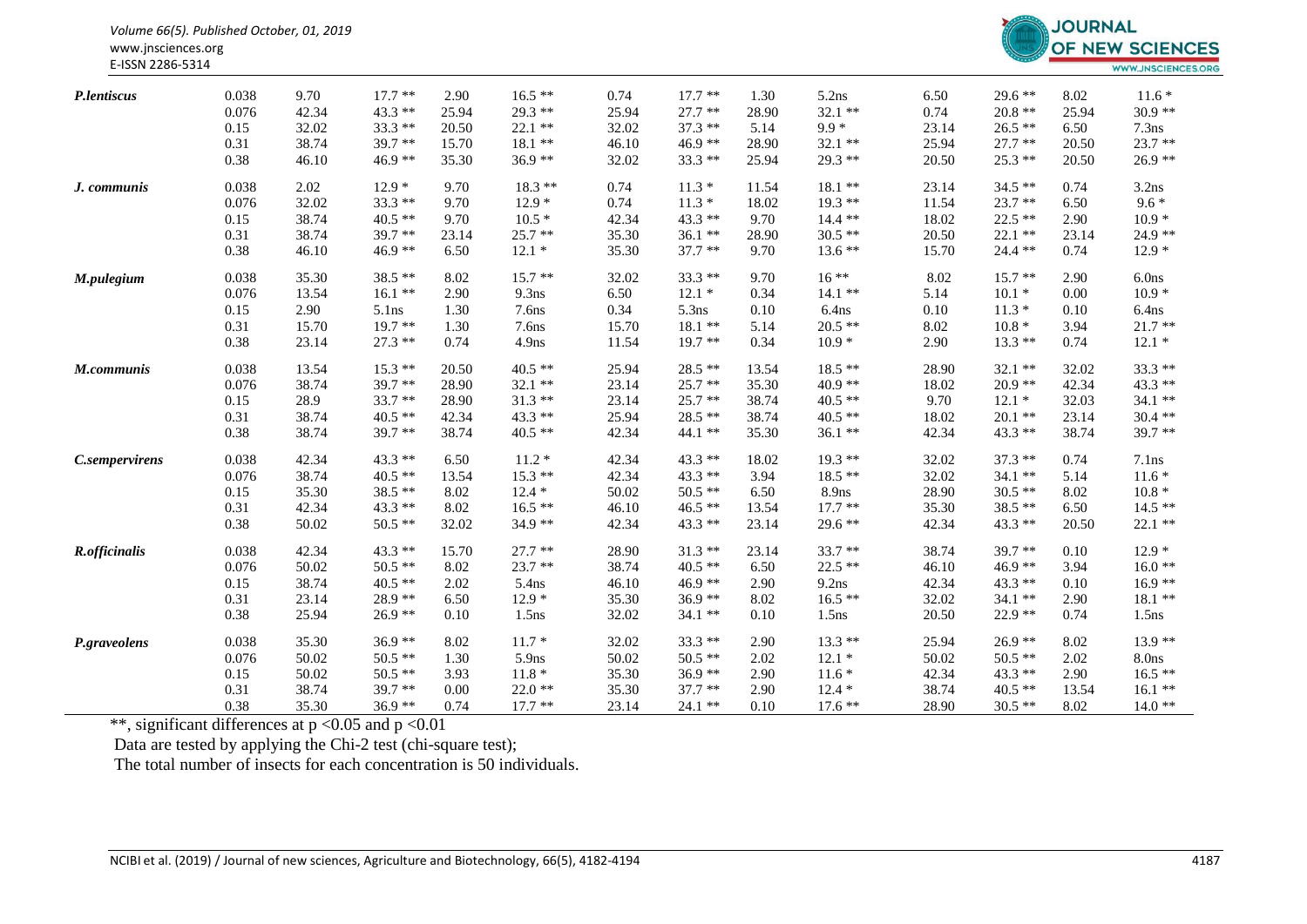| | | | | | | | | | | | | | |
|---|---|---|---|---|---|---|---|---|---|---|---|---|---|
| ***P.lentiscus*** | 0.038 | 9.70 | 17.7 ** | 2.90 | 16.5 ** | 0.74 | 17.7 ** | 1.30 | 5.2ns | 6.50 | 29.6 ** | 8.02 | 11.6 * |
| | 0.076 | 42.34 | 43.3 ** | 25.94 | 29.3 ** | 25.94 | 27.7 ** | 28.90 | 32.1 ** | 0.74 | 20.8 ** | 25.94 | 30.9 ** |
| | 0.15 | 32.02 | 33.3 ** | 20.50 | 22.1 ** | 32.02 | 37.3 ** | 5.14 | 9.9 * | 23.14 | 26.5 ** | 6.50 | 7.3ns |
| | 0.31 | 38.74 | 39.7 ** | 15.70 | 18.1 ** | 46.10 | 46.9 ** | 28.90 | 32.1 ** | 25.94 | 27.7 ** | 20.50 | 23.7 ** |
| | 0.38 | 46.10 | 46.9 ** | 35.30 | 36.9 ** | 32.02 | 33.3 ** | 25.94 | 29.3 ** | 20.50 | 25.3 ** | 20.50 | 26.9 ** |
| ***J. communis*** | 0.038 | 2.02 | 12.9 * | 9.70 | 18.3 ** | 0.74 | 11.3 * | 11.54 | 18.1 ** | 23.14 | 34.5 ** | 0.74 | 3.2ns |
| | 0.076 | 32.02 | 33.3 ** | 9.70 | 12.9 * | 0.74 | 11.3 * | 18.02 | 19.3 ** | 11.54 | 23.7 ** | 6.50 | 9.6 * |
| | 0.15 | 38.74 | 40.5 ** | 9.70 | 10.5 * | 42.34 | 43.3 ** | 9.70 | 14.4 ** | 18.02 | 22.5 ** | 2.90 | 10.9 * |
| | 0.31 | 38.74 | 39.7 ** | 23.14 | 25.7 ** | 35.30 | 36.1 ** | 28.90 | 30.5 ** | 20.50 | 22.1 ** | 23.14 | 24.9 ** |
| | 0.38 | 46.10 | 46.9 ** | 6.50 | 12.1 * | 35.30 | 37.7 ** | 9.70 | 13.6 ** | 15.70 | 24.4 ** | 0.74 | 12.9 * |
| ***M.pulegium*** | 0.038 | 35.30 | 38.5 ** | 8.02 | 15.7 ** | 32.02 | 33.3 ** | 9.70 | 16 ** | 8.02 | 15.7 ** | 2.90 | 6.0ns |
| | 0.076 | 13.54 | 16.1 ** | 2.90 | 9.3ns | 6.50 | 12.1 * | 0.34 | 14.1 ** | 5.14 | 10.1 * | 0.00 | 10.9 * |
| | 0.15 | 2.90 | 5.1ns | 1.30 | 7.6ns | 0.34 | 5.3ns | 0.10 | 6.4ns | 0.10 | 11.3 * | 0.10 | 6.4ns |
| | 0.31 | 15.70 | 19.7 ** | 1.30 | 7.6ns | 15.70 | 18.1 ** | 5.14 | 20.5 ** | 8.02 | 10.8 * | 3.94 | 21.7 ** |
| | 0.38 | 23.14 | 27.3 ** | 0.74 | 4.9ns | 11.54 | 19.7 ** | 0.34 | 10.9 * | 2.90 | 13.3 ** | 0.74 | 12.1 * |
| ***M.communis*** | 0.038 | 13.54 | 15.3 ** | 20.50 | 40.5 ** | 25.94 | 28.5 ** | 13.54 | 18.5 ** | 28.90 | 32.1 ** | 32.02 | 33.3 ** |
| | 0.076 | 38.74 | 39.7 ** | 28.90 | 32.1 ** | 23.14 | 25.7 ** | 35.30 | 40.9 ** | 18.02 | 20.9 ** | 42.34 | 43.3 ** |
| | 0.15 | 28.9 | 33.7 ** | 28.90 | 31.3 ** | 23.14 | 25.7 ** | 38.74 | 40.5 ** | 9.70 | 12.1 * | 32.03 | 34.1 ** |
| | 0.31 | 38.74 | 40.5 ** | 42.34 | 43.3 ** | 25.94 | 28.5 ** | 38.74 | 40.5 ** | 18.02 | 20.1 ** | 23.14 | 30.4 ** |
| | 0.38 | 38.74 | 39.7 ** | 38.74 | 40.5 ** | 42.34 | 44.1 ** | 35.30 | 36.1 ** | 42.34 | 43.3 ** | 38.74 | 39.7 ** |
| ***C.sempervirens*** | 0.038 | 42.34 | 43.3 ** | 6.50 | 11.2 * | 42.34 | 43.3 ** | 18.02 | 19.3 ** | 32.02 | 37.3 ** | 0.74 | 7.1ns |
| | 0.076 | 38.74 | 40.5 ** | 13.54 | 15.3 ** | 42.34 | 43.3 ** | 3.94 | 18.5 ** | 32.02 | 34.1 ** | 5.14 | 11.6 * |
| | 0.15 | 35.30 | 38.5 ** | 8.02 | 12.4 * | 50.02 | 50.5 ** | 6.50 | 8.9ns | 28.90 | 30.5 ** | 8.02 | 10.8 * |
| | 0.31 | 42.34 | 43.3 ** | 8.02 | 16.5 ** | 46.10 | 46.5 ** | 13.54 | 17.7 ** | 35.30 | 38.5 ** | 6.50 | 14.5 ** |
| | 0.38 | 50.02 | 50.5 ** | 32.02 | 34.9 ** | 42.34 | 43.3 ** | 23.14 | 29.6 ** | 42.34 | 43.3 ** | 20.50 | 22.1 ** |
| ***R.officinalis*** | 0.038 | 42.34 | 43.3 ** | 15.70 | 27.7 ** | 28.90 | 31.3 ** | 23.14 | 33.7 ** | 38.74 | 39.7 ** | 0.10 | 12.9 * |
| | 0.076 | 50.02 | 50.5 ** | 8.02 | 23.7 ** | 38.74 | 40.5 ** | 6.50 | 22.5 ** | 46.10 | 46.9 ** | 3.94 | 16.0 ** |
| | 0.15 | 38.74 | 40.5 ** | 2.02 | 5.4ns | 46.10 | 46.9 ** | 2.90 | 9.2ns | 42.34 | 43.3 ** | 0.10 | 16.9 ** |
| | 0.31 | 23.14 | 28.9 ** | 6.50 | 12.9 * | 35.30 | 36.9 ** | 8.02 | 16.5 ** | 32.02 | 34.1 ** | 2.90 | 18.1 ** |
| | 0.38 | 25.94 | 26.9 ** | 0.10 | 1.5ns | 32.02 | 34.1 ** | 0.10 | 1.5ns | 20.50 | 22.9 ** | 0.74 | 1.5ns |
| ***P.graveolens*** | 0.038 | 35.30 | 36.9 ** | 8.02 | 11.7 * | 32.02 | 33.3 ** | 2.90 | 13.3 ** | 25.94 | 26.9 ** | 8.02 | 13.9 ** |
| | 0.076 | 50.02 | 50.5 ** | 1.30 | 5.9ns | 50.02 | 50.5 ** | 2.02 | 12.1 * | 50.02 | 50.5 ** | 2.02 | 8.0ns |
| | 0.15 | 50.02 | 50.5 ** | 3.93 | 11.8 * | 35.30 | 36.9 ** | 2.90 | 11.6 * | 42.34 | 43.3 ** | 2.90 | 16.5 ** |
| | 0.31 | 38.74 | 39.7 ** | 0.00 | 22.0 ** | 35.30 | 37.7 ** | 2.90 | 12.4 * | 38.74 | 40.5 ** | 13.54 | 16.1 ** |
| | 0.38 | 35.30 | 36.9 ** | 0.74 | 17.7 ** | 23.14 | 24.1 ** | 0.10 | 17.6 ** | 28.90 | 30.5 ** | 8.02 | 14.0 ** |

**, significant differences at $p < 0.05$ and $p < 0.01$

Data are tested by applying the Chi-2 test (chi-square test);

The total number of insects for each concentration is 50 individuals.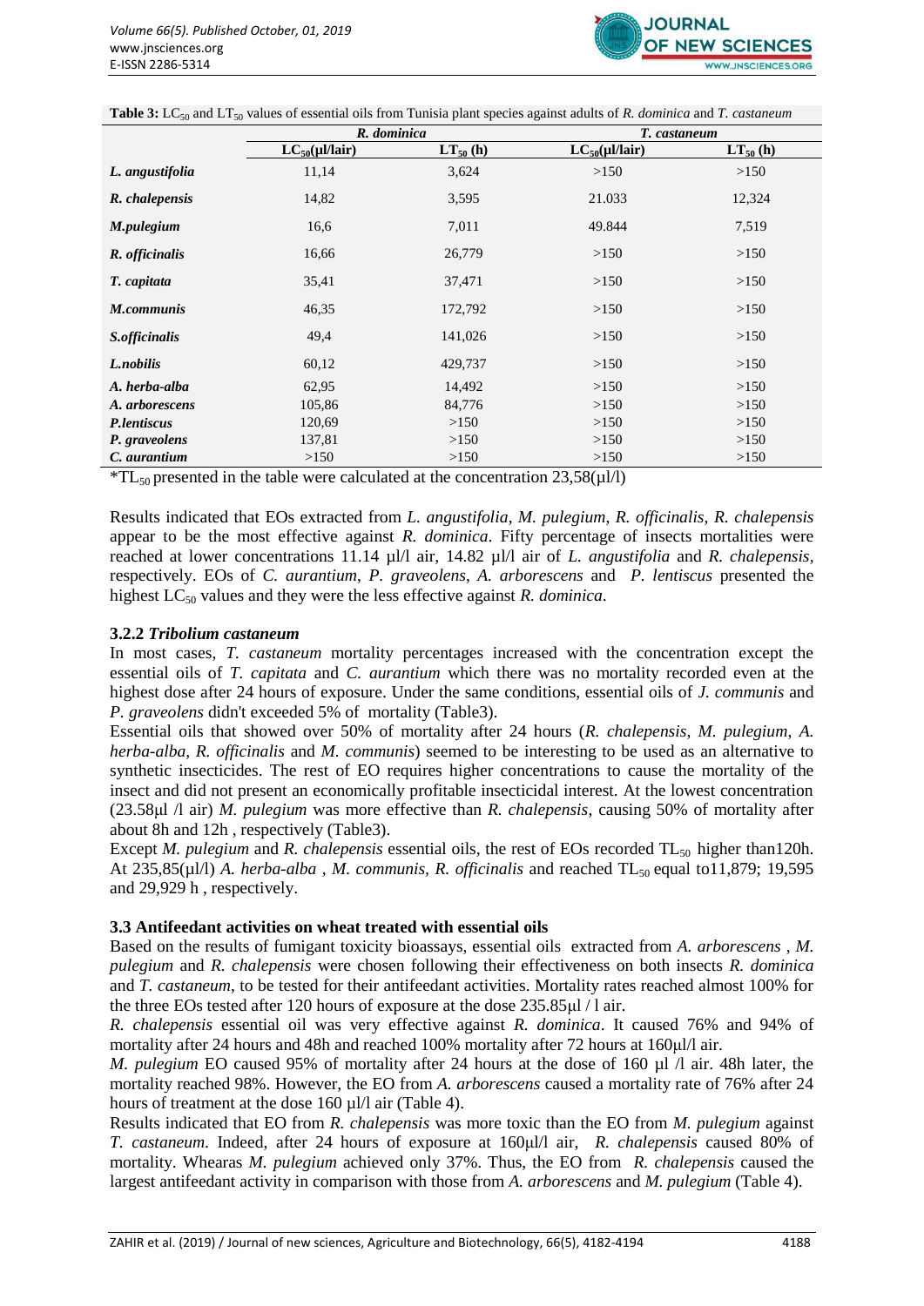**Table 3:** $LC_{50}$ and $LT_{50}$ values of essential oils from Tunisia plant species against adults of *R. dominica* and *T. castaneum*

| | *R. dominica* | | *T. castaneum* | |
|---|---|---|---|---|
| | $LC_{50}$(µl/lair) | $LT_{50}$ (h) | $LC_{50}$(µl/lair) | $LT_{50}$ (h) |
| ***L. angustifolia*** | 11,14 | 3,624 | >150 | >150 |
| ***R. chalepensis*** | 14,82 | 3,595 | 21.033 | 12,324 |
| ***M.pulegium*** | 16,6 | 7,011 | 49.844 | 7,519 |
| ***R. officinalis*** | 16,66 | 26,779 | >150 | >150 |
| ***T. capitata*** | 35,41 | 37,471 | >150 | >150 |
| ***M.communis*** | 46,35 | 172,792 | >150 | >150 |
| ***S.officinalis*** | 49,4 | 141,026 | >150 | >150 |
| ***L.nobilis*** | 60,12 | 429,737 | >150 | >150 |
| ***A. herba-alba*** | 62,95 | 14,492 | >150 | >150 |
| ***A. arborescens*** | 105,86 | 84,776 | >150 | >150 |
| ***P.lentiscus*** | 120,69 | >150 | >150 | >150 |
| ***P. graveolens*** | 137,81 | >150 | >150 | >150 |
| ***C. aurantium*** | >150 | >150 | >150 | >150 |

*$TL_{50}$ presented in the table were calculated at the concentration 23,58(µl/l)

Results indicated that EOs extracted from *L. angustifolia*, *M. pulegium*, *R. officinalis*, *R. chalepensis* appear to be the most effective against *R. dominica*. Fifty percentage of insects mortalities were reached at lower concentrations 11.14 µl/l air, 14.82 µl/l air of *L. angustifolia* and *R. chalepensis*, respectively. EOs of *C. aurantium*, *P. graveolens*, *A. arborescens* and *P. lentiscus* presented the highest $LC_{50}$ values and they were the less effective against *R. dominica*.

### 3.2.2 *Tribolium castaneum*

In most cases, *T. castaneum* mortality percentages increased with the concentration except the essential oils of *T. capitata* and *C. aurantium* which there was no mortality recorded even at the highest dose after 24 hours of exposure. Under the same conditions, essential oils of *J. communis* and *P. graveolens* didn't exceeded 5% of mortality (Table3).

Essential oils that showed over 50% of mortality after 24 hours (*R. chalepensis*, *M. pulegium*, *A. herba-alba*, *R. officinalis* and *M. communis*) seemed to be interesting to be used as an alternative to synthetic insecticides. The rest of EO requires higher concentrations to cause the mortality of the insect and did not present an economically profitable insecticidal interest. At the lowest concentration (23.58µl /l air) *M. pulegium* was more effective than *R. chalepensis*, causing 50% of mortality after about 8h and 12h , respectively (Table3).

Except *M. pulegium* and *R. chalepensis* essential oils, the rest of EOs recorded $TL_{50}$ higher than120h. At 235,85(µl/l) *A. herba-alba* , *M. communis*, *R. officinalis* and reached $TL_{50}$ equal to11,879; 19,595 and 29,929 h , respectively.

## 3.3 Antifeedant activities on wheat treated with essential oils

Based on the results of fumigant toxicity bioassays, essential oils extracted from *A. arborescens* , *M. pulegium* and *R. chalepensis* were chosen following their effectiveness on both insects *R. dominica* and *T. castaneum*, to be tested for their antifeedant activities. Mortality rates reached almost 100% for the three EOs tested after 120 hours of exposure at the dose 235.85µl / l air.

*R. chalepensis* essential oil was very effective against *R. dominica*. It caused 76% and 94% of mortality after 24 hours and 48h and reached 100% mortality after 72 hours at 160µl/l air.

*M. pulegium* EO caused 95% of mortality after 24 hours at the dose of 160 µl /l air. 48h later, the mortality reached 98%. However, the EO from *A. arborescens* caused a mortality rate of 76% after 24 hours of treatment at the dose 160 µl/l air (Table 4).

Results indicated that EO from *R. chalepensis* was more toxic than the EO from *M. pulegium* against *T. castaneum*. Indeed, after 24 hours of exposure at 160µl/l air, *R. chalepensis* caused 80% of mortality. Whearas *M. pulegium* achieved only 37%. Thus, the EO from *R. chalepensis* caused the largest antifeedant activity in comparison with those from *A. arborescens* and *M. pulegium* (Table 4).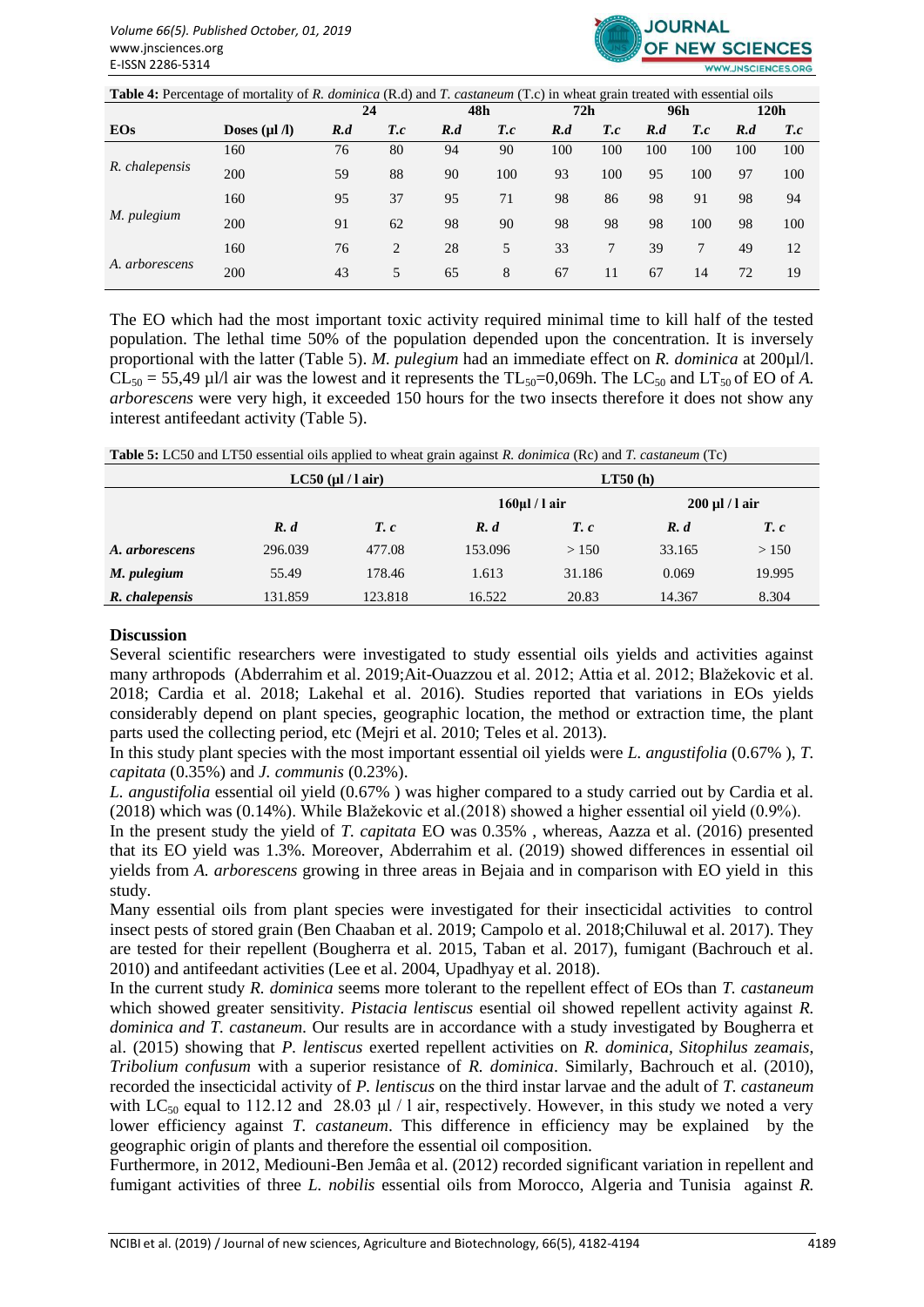**Table 4:** Percentage of mortality of *R. dominica* (R.d) and *T. castaneum* (T.c) in wheat grain treated with essential oils

| EOs | Doses (µl /l) | 24 | | 48h | | 72h | | 96h | | 120h | |
|---|---|---|---|---|---|---|---|---|---|---|---|
| | | *R.d* | *T.c* | *R.d* | *T.c* | *R.d* | *T.c* | *R.d* | *T.c* | *R.d* | *T.c* |
| *R. chalepensis* | 160 | 76 | 80 | 94 | 90 | 100 | 100 | 100 | 100 | 100 | 100 |
| | 200 | 59 | 88 | 90 | 100 | 93 | 100 | 95 | 100 | 97 | 100 |
| *M. pulegium* | 160 | 95 | 37 | 95 | 71 | 98 | 86 | 98 | 91 | 98 | 94 |
| | 200 | 91 | 62 | 98 | 90 | 98 | 98 | 98 | 100 | 98 | 100 |
| *A. arborescens* | 160 | 76 | 2 | 28 | 5 | 33 | 7 | 39 | 7 | 49 | 12 |
| | 200 | 43 | 5 | 65 | 8 | 67 | 11 | 67 | 14 | 72 | 19 |

The EO which had the most important toxic activity required minimal time to kill half of the tested population. The lethal time 50% of the population depended upon the concentration. It is inversely proportional with the latter (Table 5). *M. pulegium* had an immediate effect on *R. dominica* at 200µl/l. $CL_{50}$ = 55,49 µl/l air was the lowest and it represents the $TL_{50}$=0,069h. The $LC_{50}$ and $LT_{50}$ of EO of *A. arborescens* were very high, it exceeded 150 hours for the two insects therefore it does not show any interest antifeedant activity (Table 5).

**Table 5:** LC50 and LT50 essential oils applied to wheat grain against *R. donimica* (Rc) and *T. castaneum* (Tc)

| | LC50 (µl / l air) | | LT50 (h) | | | |
|---|---|---|---|---|---|---|
| | | | 160µl / l air | | 200 µl / l air | |
| | *R. d* | *T. c* | *R. d* | *T. c* | *R. d* | *T. c* |
| ***A. arborescens*** | 296.039 | 477.08 | 153.096 | > 150 | 33.165 | > 150 |
| ***M. pulegium*** | 55.49 | 178.46 | 1.613 | 31.186 | 0.069 | 19.995 |
| ***R. chalepensis*** | 131.859 | 123.818 | 16.522 | 20.83 | 14.367 | 8.304 |

## Discussion

Several scientific researchers were investigated to study essential oils yields and activities against many arthropods (Abderrahim et al. 2019;Ait-Ouazzou et al. 2012; Attia et al. 2012; Blažekovic et al. 2018; Cardia et al. 2018; Lakehal et al. 2016). Studies reported that variations in EOs yields considerably depend on plant species, geographic location, the method or extraction time, the plant parts used the collecting period, etc (Mejri et al. 2010; Teles et al. 2013).

In this study plant species with the most important essential oil yields were *L. angustifolia* (0.67% ), *T. capitata* (0.35%) and *J. communis* (0.23%).

*L. angustifolia* essential oil yield (0.67% ) was higher compared to a study carried out by Cardia et al. (2018) which was (0.14%). While Blažekovic et al.(2018) showed a higher essential oil yield (0.9%).

In the present study the yield of *T. capitata* EO was 0.35% , whereas, Aazza et al. (2016) presented that its EO yield was 1.3%. Moreover, Abderrahim et al. (2019) showed differences in essential oil yields from *A. arborescens* growing in three areas in Bejaia and in comparison with EO yield in this study.

Many essential oils from plant species were investigated for their insecticidal activities to control insect pests of stored grain (Ben Chaaban et al. 2019; Campolo et al. 2018;Chiluwal et al. 2017). They are tested for their repellent (Bougherra et al. 2015, Taban et al. 2017), fumigant (Bachrouch et al. 2010) and antifeedant activities (Lee et al. 2004, Upadhyay et al. 2018).

In the current study *R. dominica* seems more tolerant to the repellent effect of EOs than *T. castaneum* which showed greater sensitivity. *Pistacia lentiscus* esssential oil showed repellent activity against *R. dominica and T. castaneum*. Our results are in accordance with a study investigated by Bougherra et al. (2015) showing that *P. lentiscus* exerted repellent activities on *R. dominica*, *Sitophilus zeamais*, *Tribolium confusum* with a superior resistance of *R. dominica*. Similarly, Bachrouch et al. (2010), recorded the insecticidal activity of *P. lentiscus* on the third instar larvae and the adult of *T. castaneum* with $LC_{50}$ equal to 112.12 and 28.03 µl / l air, respectively. However, in this study we noted a very lower efficiency against *T. castaneum*. This difference in efficiency may be explained by the geographic origin of plants and therefore the essential oil composition.

Furthermore, in 2012, Mediouni-Ben Jemâa et al. (2012) recorded significant variation in repellent and fumigant activities of three *L. nobilis* essential oils from Morocco, Algeria and Tunisia against *R.*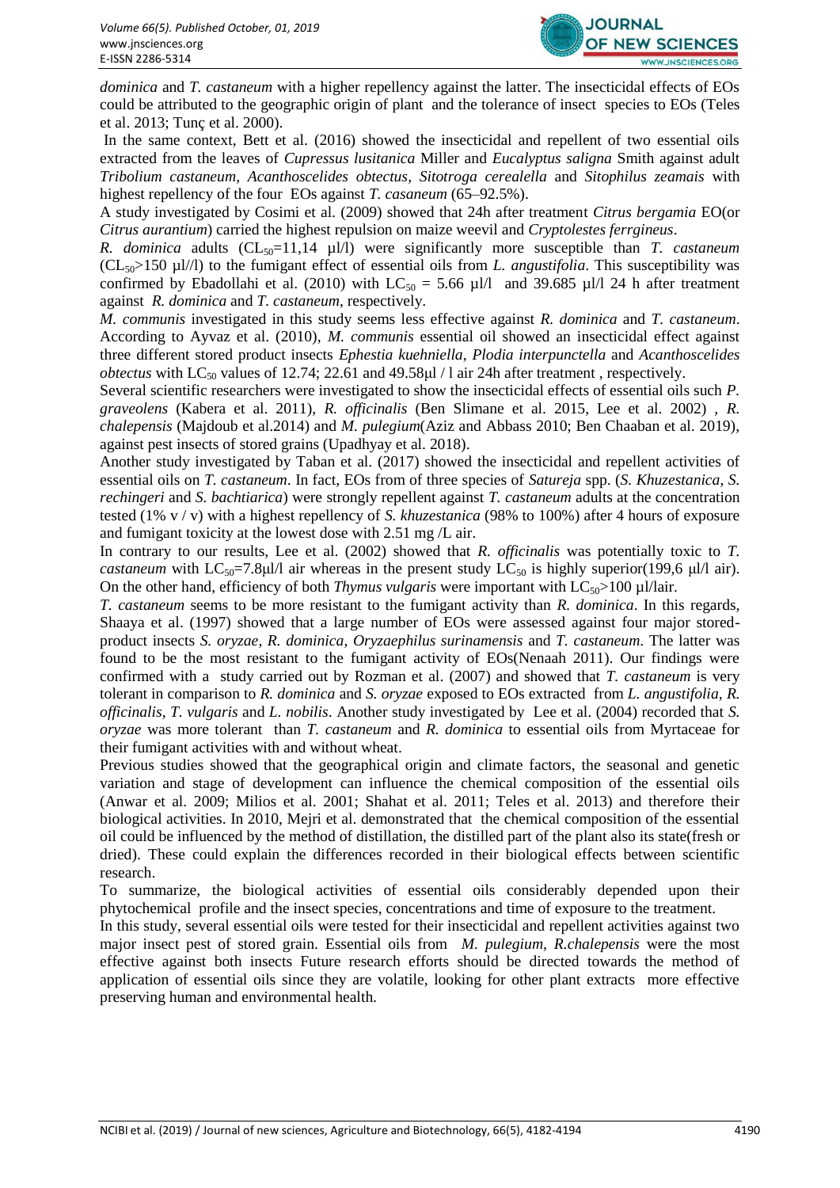*dominica* and *T. castaneum* with a higher repellency against the latter. The insecticidal effects of EOs could be attributed to the geographic origin of plant and the tolerance of insect species to EOs (Teles et al. 2013; Tunç et al. 2000).

In the same context, Bett et al. (2016) showed the insecticidal and repellent of two essential oils extracted from the leaves of *Cupressus lusitanica* Miller and *Eucalyptus saligna* Smith against adult *Tribolium castaneum*, *Acanthoscelides obtectus*, *Sitotroga cerealella* and *Sitophilus zeamais* with highest repellency of the four EOs against *T. casaneum* (65–92.5%).

A study investigated by Cosimi et al. (2009) showed that 24h after treatment *Citrus bergamia* EO(or *Citrus aurantium*) carried the highest repulsion on maize weevil and *Cryptolestes ferrgineus*.

*R. dominica* adults ($CL_{50}$=11,14 µl/l) were significantly more susceptible than *T. castaneum* ($CL_{50}$>150 µl//l) to the fumigant effect of essential oils from *L. angustifolia*. This susceptibility was confirmed by Ebadollahi et al. (2010) with $LC_{50}$ = 5.66 µl/l and 39.685 µl/l 24 h after treatment against *R. dominica* and *T. castaneum*, respectively.

*M. communis* investigated in this study seems less effective against *R. dominica* and *T. castaneum*. According to Ayvaz et al. (2010), *M. communis* essential oil showed an insecticidal effect against three different stored product insects *Ephestia kuehniella*, *Plodia interpunctella* and *Acanthoscelides obtectus* with $LC_{50}$ values of 12.74; 22.61 and 49.58µl / l air 24h after treatment , respectively.

Several scientific researchers were investigated to show the insecticidal effects of essential oils such *P. graveolens* (Kabera et al. 2011), *R. officinalis* (Ben Slimane et al. 2015, Lee et al. 2002) , *R. chalepensis* (Majdoub et al.2014) and *M. pulegium*(Aziz and Abbass 2010; Ben Chaaban et al. 2019), against pest insects of stored grains (Upadhyay et al. 2018).

Another study investigated by Taban et al. (2017) showed the insecticidal and repellent activities of essential oils on *T. castaneum*. In fact, EOs from of three species of *Satureja* spp. (*S. Khuzestanica*, *S. rechingeri* and *S. bachtiarica*) were strongly repellent against *T. castaneum* adults at the concentration tested (1% v / v) with a highest repellency of *S. khuzestanica* (98% to 100%) after 4 hours of exposure and fumigant toxicity at the lowest dose with 2.51 mg /L air.

In contrary to our results, Lee et al. (2002) showed that *R. officinalis* was potentially toxic to *T. castaneum* with $LC_{50}$=7.8µl/l air whereas in the present study $LC_{50}$ is highly superior(199,6 µl/l air). On the other hand, efficiency of both *Thymus vulgaris* were important with $LC_{50}$>100 µl/lair.

*T. castaneum* seems to be more resistant to the fumigant activity than *R. dominica*. In this regards, Shaaya et al. (1997) showed that a large number of EOs were assessed against four major stored-product insects *S. oryzae, R. dominica*, *Oryzaephilus surinamensis* and *T. castaneum*. The latter was found to be the most resistant to the fumigant activity of EOs(Nenaah 2011). Our findings were confirmed with a study carried out by Rozman et al. (2007) and showed that *T. castaneum* is very tolerant in comparison to *R. dominica* and *S. oryzae* exposed to EOs extracted from *L. angustifolia*, *R. officinalis*, *T. vulgaris* and *L. nobilis*. Another study investigated by Lee et al. (2004) recorded that *S. oryzae* was more tolerant than *T. castaneum* and *R. dominica* to essential oils from Myrtaceae for their fumigant activities with and without wheat.

Previous studies showed that the geographical origin and climate factors, the seasonal and genetic variation and stage of development can influence the chemical composition of the essential oils (Anwar et al. 2009; Milios et al. 2001; Shahat et al. 2011; Teles et al. 2013) and therefore their biological activities. In 2010, Mejri et al. demonstrated that the chemical composition of the essential oil could be influenced by the method of distillation, the distilled part of the plant also its state(fresh or dried). These could explain the differences recorded in their biological effects between scientific research.

To summarize, the biological activities of essential oils considerably depended upon their phytochemical profile and the insect species, concentrations and time of exposure to the treatment.

In this study, several essential oils were tested for their insecticidal and repellent activities against two major insect pest of stored grain. Essential oils from *M. pulegium*, *R.chalepensis* were the most effective against both insects Future research efforts should be directed towards the method of application of essential oils since they are volatile, looking for other plant extracts more effective preserving human and environmental health.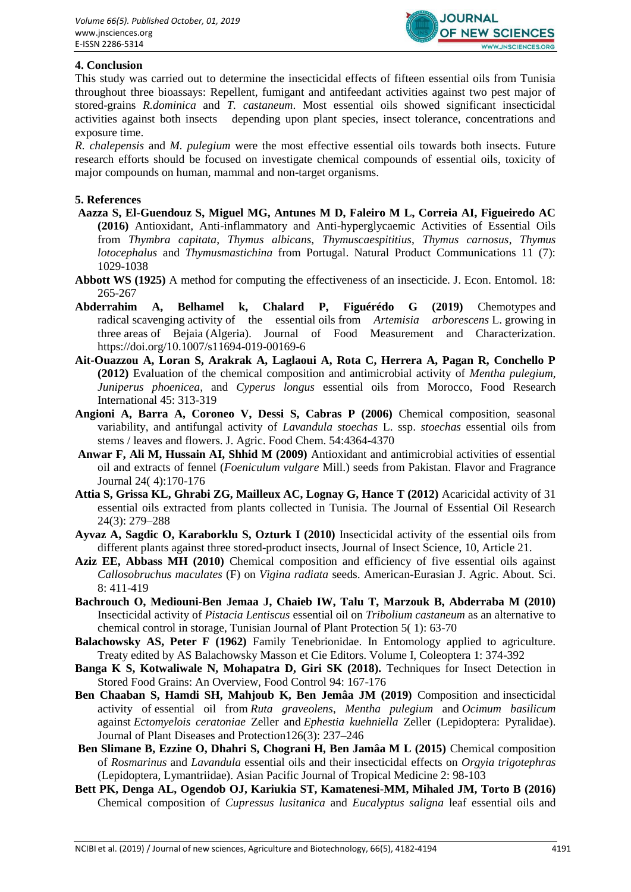## 4. Conclusion

This study was carried out to determine the insecticidal effects of fifteen essential oils from Tunisia throughout three bioassays: Repellent, fumigant and antifeedant activities against two pest major of stored-grains *R.dominica* and *T. castaneum*. Most essential oils showed significant insecticidal activities against both insects depending upon plant species, insect tolerance, concentrations and exposure time.

*R. chalepensis* and *M. pulegium* were the most effective essential oils towards both insects. Future research efforts should be focused on investigate chemical compounds of essential oils, toxicity of major compounds on human, mammal and non-target organisms.

## 5. References

**Aazza S, El-Guendouz S, Miguel MG, Antunes M D, Faleiro M L, Correia AI, Figueiredo AC (2016)** Antioxidant, Anti-inflammatory and Anti-hyperglycaemic Activities of Essential Oils from *Thymbra capitata*, *Thymus albicans*, *Thymuscaespititius*, *Thymus carnosus*, *Thymus lotocephalus* and *Thymusmastichina* from Portugal. Natural Product Communications 11 (7): 1029-1038

**Abbott WS (1925)** A method for computing the effectiveness of an insecticide. J. Econ. Entomol. 18: 265-267

**Abderrahim A, Belhamel k, Chalard P, Figuérédo G (2019)** Chemotypes and radical scavenging activity of the essential oils from *Artemisia arborescens* L. growing in three areas of Bejaia (Algeria). Journal of Food Measurement and Characterization. https://doi.org/10.1007/s11694-019-00169-6

**Ait-Ouazzou A, Loran S, Arakrak A, Laglaoui A, Rota C, Herrera A, Pagan R, Conchello P (2012)** Evaluation of the chemical composition and antimicrobial activity of *Mentha pulegium*, *Juniperus phoenicea*, and *Cyperus longus* essential oils from Morocco, Food Research International 45: 313-319

**Angioni A, Barra A, Coroneo V, Dessi S, Cabras P (2006)** Chemical composition, seasonal variability, and antifungal activity of *Lavandula stoechas* L. ssp. *stoechas* essential oils from stems / leaves and flowers. J. Agric. Food Chem. 54:4364-4370

**Anwar F, Ali M, Hussain AI, Shhid M (2009)** Antioxidant and antimicrobial activities of essential oil and extracts of fennel (*Foeniculum vulgare* Mill.) seeds from Pakistan. Flavor and Fragrance Journal 24( 4):170-176

**Attia S, Grissa KL, Ghrabi ZG, Mailleux AC, Lognay G, Hance T (2012)** Acaricidal activity of 31 essential oils extracted from plants collected in Tunisia. The Journal of Essential Oil Research 24(3): 279–288

**Ayvaz A, Sagdic O, Karaborklu S, Ozturk I (2010)** Insecticidal activity of the essential oils from different plants against three stored-product insects, Journal of Insect Science, 10, Article 21.

**Aziz EE, Abbass MH (2010)** Chemical composition and efficiency of five essential oils against *Callosobruchus maculates* (F) on *Vigina radiata* seeds. American-Eurasian J. Agric. About. Sci. 8: 411-419

**Bachrouch O, Mediouni-Ben Jemaa J, Chaieb IW, Talu T, Marzouk B, Abderraba M (2010)** Insecticidal activity of *Pistacia Lentiscus* essential oil on *Tribolium castaneum* as an alternative to chemical control in storage, Tunisian Journal of Plant Protection 5( 1): 63-70

**Balachowsky AS, Peter F (1962)** Family Tenebrionidae. In Entomology applied to agriculture. Treaty edited by AS Balachowsky Masson et Cie Editors. Volume I, Coleoptera 1: 374-392

**Banga K S, Kotwaliwale N, Mohapatra D, Giri SK (2018).** Techniques for Insect Detection in Stored Food Grains: An Overview, Food Control 94: 167-176

**Ben Chaaban S, Hamdi SH, Mahjoub K, Ben Jemâa JM (2019)** Composition and insecticidal activity of essential oil from *Ruta graveolens*, *Mentha pulegium* and *Ocimum basilicum* against *Ectomyelois ceratoniae* Zeller and *Ephestia kuehniella* Zeller (Lepidoptera: Pyralidae). Journal of Plant Diseases and Protection126(3): 237–246

**Ben Slimane B, Ezzine O, Dhahri S, Chograni H, Ben Jamâa M L (2015)** Chemical composition of *Rosmarinus* and *Lavandula* essential oils and their insecticidal effects on *Orgyia trigotephras* (Lepidoptera, Lymantriidae). Asian Pacific Journal of Tropical Medicine 2: 98-103

**Bett PK, Denga AL, Ogendob OJ, Kariukia ST, Kamatenesi-MM, Mihaled JM, Torto B (2016)** Chemical composition of *Cupressus lusitanica* and *Eucalyptus saligna* leaf essential oils and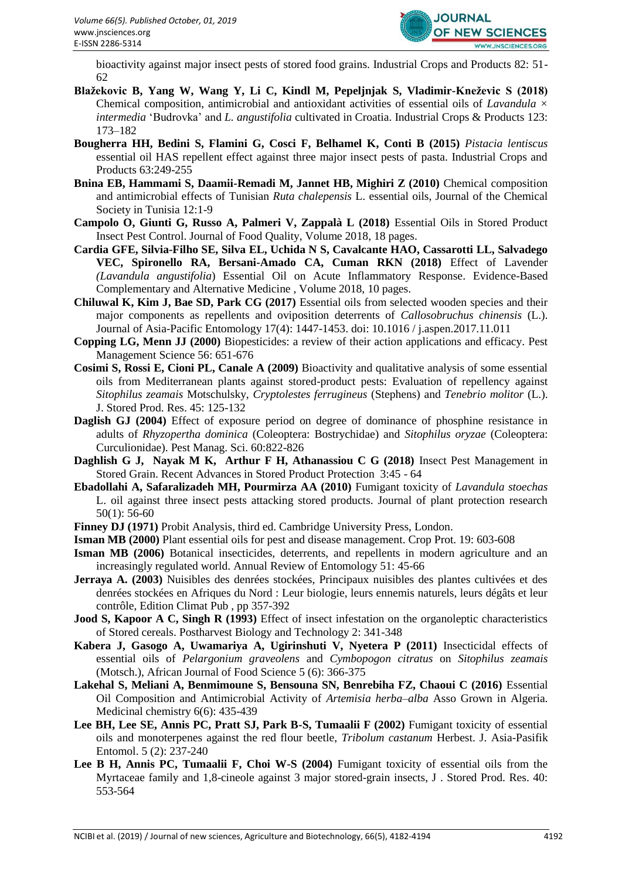bioactivity against major insect pests of stored food grains. Industrial Crops and Products 82: 51-62

**Blažekovic B, Yang W, Wang Y, Li C, Kindl M, Pepeljnjak S, Vladimir-Kneževic S (2018)** Chemical composition, antimicrobial and antioxidant activities of essential oils of *Lavandula × intermedia* 'Budrovka' and *L. angustifolia* cultivated in Croatia. Industrial Crops & Products 123: 173–182

**Bougherra HH, Bedini S, Flamini G, Cosci F, Belhamel K, Conti B (2015)** *Pistacia lentiscus* essential oil HAS repellent effect against three major insect pests of pasta. Industrial Crops and Products 63:249-255

**Bnina EB, Hammami S, Daamii-Remadi M, Jannet HB, Mighiri Z (2010)** Chemical composition and antimicrobial effects of Tunisian *Ruta chalepensis* L. essential oils, Journal of the Chemical Society in Tunisia 12:1-9

**Campolo O, Giunti G, Russo A, Palmeri V, Zappalà L (2018)** Essential Oils in Stored Product Insect Pest Control. Journal of Food Quality, Volume 2018, 18 pages.

**Cardia GFE, Silvia-Filho SE, Silva EL, Uchida N S, Cavalcante HAO, Cassarotti LL, Salvadego VEC, Spironello RA, Bersani-Amado CA, Cuman RKN (2018)** Effect of Lavender *(Lavandula angustifolia*) Essential Oil on Acute Inflammatory Response. Evidence-Based Complementary and Alternative Medicine , Volume 2018, 10 pages.

**Chiluwal K, Kim J, Bae SD, Park CG (2017)** Essential oils from selected wooden species and their major components as repellents and oviposition deterrents of *Callosobruchus chinensis* (L.). Journal of Asia-Pacific Entomology 17(4): 1447-1453. doi: 10.1016 / j.aspen.2017.11.011

**Copping LG, Menn JJ (2000)** Biopesticides: a review of their action applications and efficacy. Pest Management Science 56: 651-676

**Cosimi S, Rossi E, Cioni PL, Canale A (2009)** Bioactivity and qualitative analysis of some essential oils from Mediterranean plants against stored-product pests: Evaluation of repellency against *Sitophilus zeamais* Motschulsky, *Cryptolestes ferrugineus* (Stephens) and *Tenebrio molitor* (L.). J. Stored Prod. Res. 45: 125-132

**Daglish GJ (2004)** Effect of exposure period on degree of dominance of phosphine resistance in adults of *Rhyzopertha dominica* (Coleoptera: Bostrychidae) and *Sitophilus oryzae* (Coleoptera: Curculionidae). Pest Manag. Sci. 60:822-826

**Daghlish G J, Nayak M K, Arthur F H, Athanassiou C G (2018)** Insect Pest Management in Stored Grain. Recent Advances in Stored Product Protection 3:45 - 64

**Ebadollahi A, Safaralizadeh MH, Pourmirza AA (2010)** Fumigant toxicity of *Lavandula stoechas* L. oil against three insect pests attacking stored products. Journal of plant protection research 50(1): 56-60

**Finney DJ (1971)** Probit Analysis, third ed. Cambridge University Press, London.

**Isman MB (2000)** Plant essential oils for pest and disease management. Crop Prot. 19: 603-608

**Isman MB (2006)** Botanical insecticides, deterrents, and repellents in modern agriculture and an increasingly regulated world. Annual Review of Entomology 51: 45-66

**Jerraya A. (2003)** Nuisibles des denrées stockées, Principaux nuisibles des plantes cultivées et des denrées stockées en Afriques du Nord : Leur biologie, leurs ennemis naturels, leurs dégâts et leur contrôle, Edition Climat Pub , pp 357-392

**Jood S, Kapoor A C, Singh R (1993)** Effect of insect infestation on the organoleptic characteristics of Stored cereals. Postharvest Biology and Technology 2: 341-348

**Kabera J, Gasogo A, Uwamariya A, Ugirinshuti V, Nyetera P (2011)** Insecticidal effects of essential oils of *Pelargonium graveolens* and *Cymbopogon citratus* on *Sitophilus zeamais* (Motsch.), African Journal of Food Science 5 (6): 366-375

**Lakehal S, Meliani A, Benmimoune S, Bensouna SN, Benrebiha FZ, Chaoui C (2016)** Essential Oil Composition and Antimicrobial Activity of *Artemisia herba–alba* Asso Grown in Algeria. Medicinal chemistry 6(6): 435-439

**Lee BH, Lee SE, Annis PC, Pratt SJ, Park B-S, Tumaalii F (2002)** Fumigant toxicity of essential oils and monoterpenes against the red flour beetle, *Tribolum castanum* Herbest. J. Asia-Pasifik Entomol. 5 (2): 237-240

**Lee B H, Annis PC, Tumaalii F, Choi W-S (2004)** Fumigant toxicity of essential oils from the Myrtaceae family and 1,8-cineole against 3 major stored-grain insects, J . Stored Prod. Res. 40: 553-564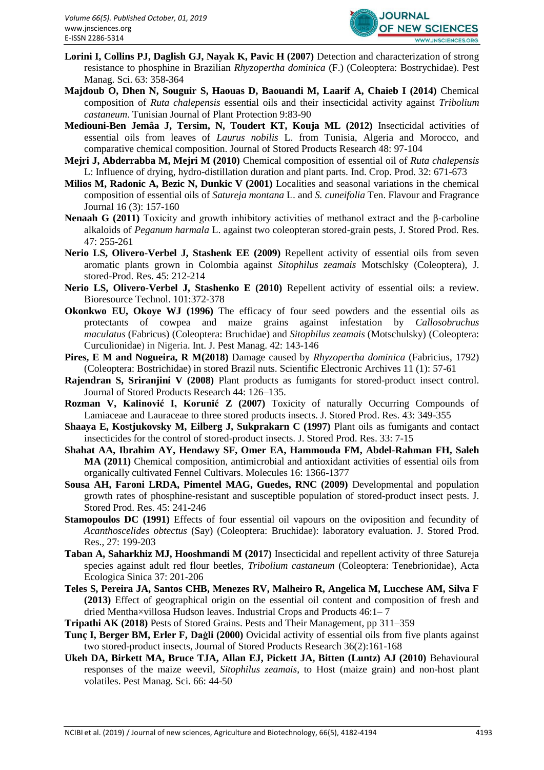**Lorini I, Collins PJ, Daglish GJ, Nayak K, Pavic H (2007)** Detection and characterization of strong resistance to phosphine in Brazilian *Rhyzopertha dominica* (F.) (Coleoptera: Bostrychidae). Pest Manag. Sci. 63: 358-364

**Majdoub O, Dhen N, Souguir S, Haouas D, Baouandi M, Laarif A, Chaieb I (2014)** Chemical composition of *Ruta chalepensis* essential oils and their insecticidal activity against *Tribolium castaneum*. Tunisian Journal of Plant Protection 9:83-90

**Mediouni-Ben Jemâa J, Tersim, N, Toudert KT, Kouja ML (2012)** Insecticidal activities of essential oils from leaves of *Laurus nobilis* L. from Tunisia, Algeria and Morocco, and comparative chemical composition. Journal of Stored Products Research 48: 97-104

**Mejri J, Abderrabba M, Mejri M (2010)** Chemical composition of essential oil of *Ruta chalepensis* L: Influence of drying, hydro-distillation duration and plant parts. Ind. Crop. Prod. 32: 671-673

**Milios M, Radonic A, Bezic N, Dunkic V (2001)** Localities and seasonal variations in the chemical composition of essential oils of *Satureja montana* L. and *S. cuneifolia* Ten. Flavour and Fragrance Journal 16 (3): 157-160

**Nenaah G (2011)** Toxicity and growth inhibitory activities of methanol extract and the β-carboline alkaloids of *Peganum harmala* L. against two coleopteran stored-grain pests, J. Stored Prod. Res. 47: 255-261

**Nerio LS, Olivero-Verbel J, Stashenk EE (2009)** Repellent activity of essential oils from seven aromatic plants grown in Colombia against *Sitophilus zeamais* Motschlsky (Coleoptera), J. stored-Prod. Res. 45: 212-214

**Nerio LS, Olivero-Verbel J, Stashenko E (2010)** Repellent activity of essential oils: a review. Bioresource Technol. 101:372-378

**Okonkwo EU, Okoye WJ (1996)** The efficacy of four seed powders and the essential oils as protectants of cowpea and maize grains against infestation by *Callosobruchus maculatus* (Fabricus) (Coleoptera: Bruchidae) and *Sitophilus zeamais* (Motschulsky) (Coleoptera: Curculionidae) in Nigeria. Int. J. Pest Manag. 42: 143-146

**Pires, E M and Nogueira, R M(2018)** Damage caused by *Rhyzopertha dominica* (Fabricius, 1792) (Coleoptera: Bostrichidae) in stored Brazil nuts. Scientific Electronic Archives 11 (1): 57-61

**Rajendran S, Sriranjini V (2008)** Plant products as fumigants for stored-product insect control. Journal of Stored Products Research 44: 126–135.

**Rozman V, Kalinović I, Korunić Z (2007)** Toxicity of naturally Occurring Compounds of Lamiaceae and Lauraceae to three stored products insects. J. Stored Prod. Res. 43: 349-355

**Shaaya E, Kostjukovsky M, Eilberg J, Sukprakarn C (1997)** Plant oils as fumigants and contact insecticides for the control of stored-product insects. J. Stored Prod. Res. 33: 7-15

**Shahat AA, Ibrahim AY, Hendawy SF, Omer EA, Hammouda FM, Abdel-Rahman FH, Saleh MA (2011)** Chemical composition, antimicrobial and antioxidant activities of essential oils from organically cultivated Fennel Cultivars. Molecules 16: 1366-1377

**Sousa AH, Faroni LRDA, Pimentel MAG, Guedes, RNC (2009)** Developmental and population growth rates of phosphine-resistant and susceptible population of stored-product insect pests. J. Stored Prod. Res. 45: 241-246

**Stamopoulos DC (1991)** Effects of four essential oil vapours on the oviposition and fecundity of *Acanthoscelides obtectus* (Say) (Coleoptera: Bruchidae): laboratory evaluation. J. Stored Prod. Res., 27: 199-203

**Taban A, Saharkhiz MJ, Hooshmandi M (2017)** Insecticidal and repellent activity of three Satureja species against adult red flour beetles, *Tribolium castaneum* (Coleoptera: Tenebrionidae), Acta Ecologica Sinica 37: 201-206

**Teles S, Pereira JA, Santos CHB, Menezes RV, Malheiro R, Angelica M, Lucchese AM, Silva F (2013)** Effect of geographical origin on the essential oil content and composition of fresh and dried Mentha×villosa Hudson leaves. Industrial Crops and Products 46:1– 7

**Tripathi AK (2018)** Pests of Stored Grains. Pests and Their Management, pp 311–359

**Tunç I, Berger BM, Erler F, Daġli (2000)** Ovicidal activity of essential oils from five plants against two stored-product insects, Journal of Stored Products Research 36(2):161-168

**Ukeh DA, Birkett MA, Bruce TJA, Allan EJ, Pickett JA, Bitten (Luntz) AJ (2010)** Behavioural responses of the maize weevil, *Sitophilus zeamais*, to Host (maize grain) and non-host plant volatiles. Pest Manag. Sci. 66: 44-50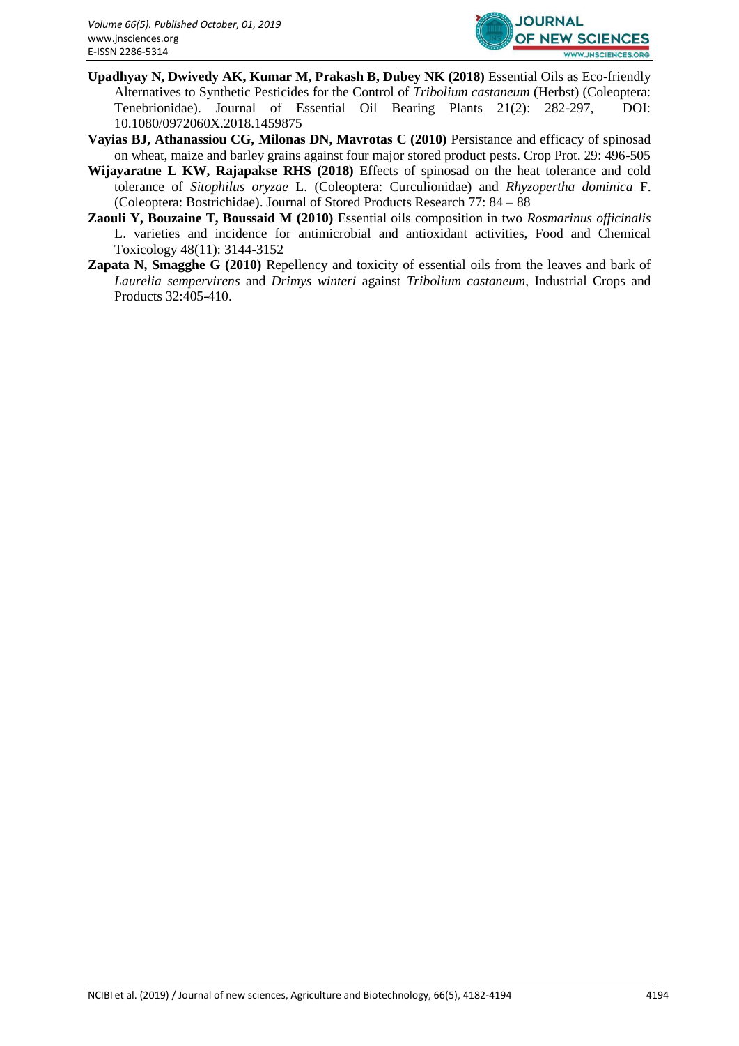**Upadhyay N, Dwivedy AK, Kumar M, Prakash B, Dubey NK (2018)** Essential Oils as Eco-friendly Alternatives to Synthetic Pesticides for the Control of *Tribolium castaneum* (Herbst) (Coleoptera: Tenebrionidae). Journal of Essential Oil Bearing Plants 21(2): 282-297, DOI: 10.1080/0972060X.2018.1459875

**Vayias BJ, Athanassiou CG, Milonas DN, Mavrotas C (2010)** Persistance and efficacy of spinosad on wheat, maize and barley grains against four major stored product pests. Crop Prot. 29: 496-505

**Wijayaratne L KW, Rajapakse RHS (2018)** Effects of spinosad on the heat tolerance and cold tolerance of *Sitophilus oryzae* L. (Coleoptera: Curculionidae) and *Rhyzopertha dominica* F. (Coleoptera: Bostrichidae). Journal of Stored Products Research 77: 84 – 88

**Zaouli Y, Bouzaine T, Boussaid M (2010)** Essential oils composition in two *Rosmarinus officinalis* L. varieties and incidence for antimicrobial and antioxidant activities, Food and Chemical Toxicology 48(11): 3144-3152

**Zapata N, Smagghe G (2010)** Repellency and toxicity of essential oils from the leaves and bark of *Laurelia sempervirens* and *Drimys winteri* against *Tribolium castaneum*, Industrial Crops and Products 32:405-410.